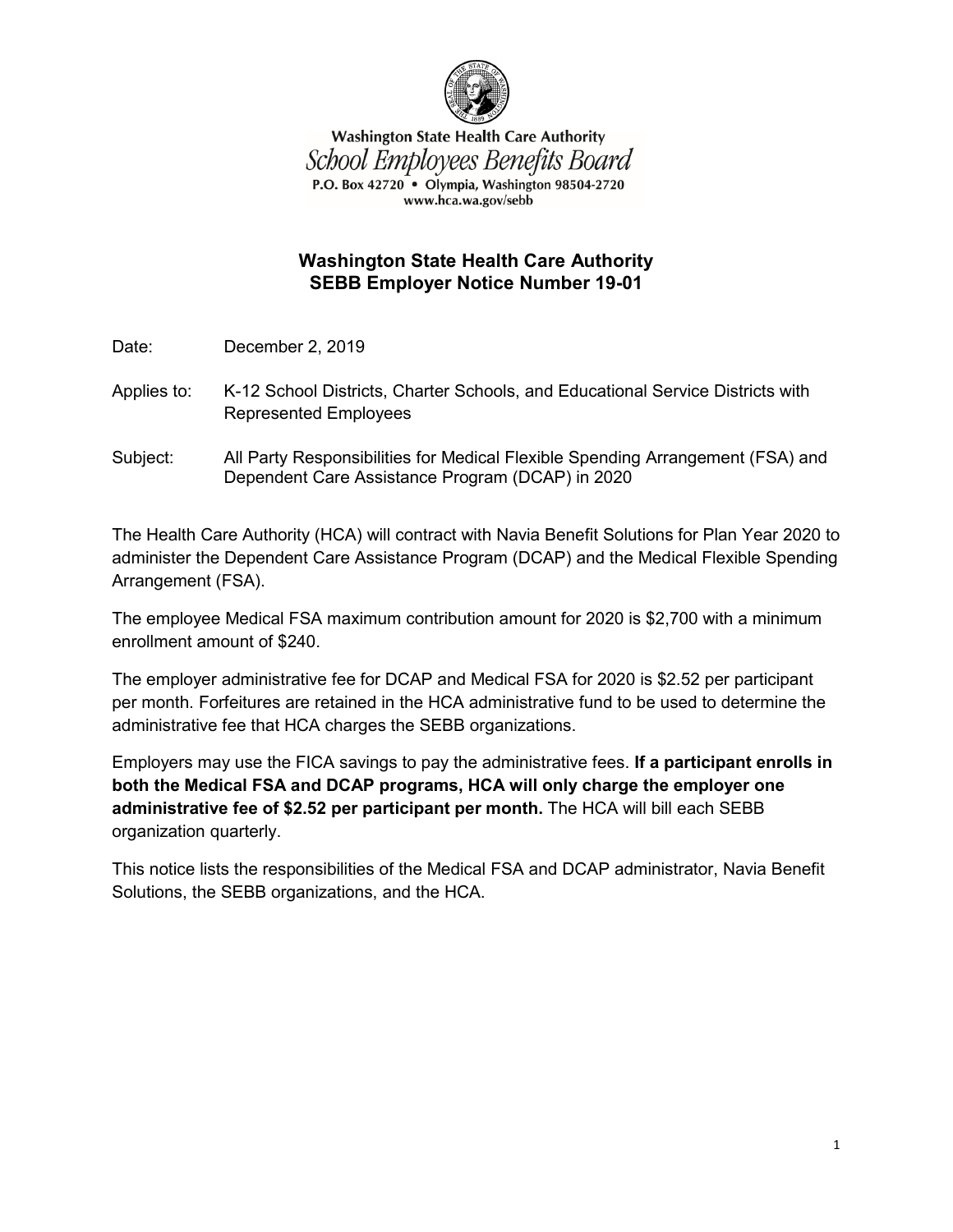Washington State Health Care Authority
*School Employees Benefits Board*
P.O. Box 42720 • Olympia, Washington 98504-2720
www.hca.wa.gov/sebb

# Washington State Health Care Authority
# SEBB Employer Notice Number 19-01

Date: December 2, 2019

Applies to: K-12 School Districts, Charter Schools, and Educational Service Districts with Represented Employees

Subject: All Party Responsibilities for Medical Flexible Spending Arrangement (FSA) and Dependent Care Assistance Program (DCAP) in 2020

The Health Care Authority (HCA) will contract with Navia Benefit Solutions for Plan Year 2020 to administer the Dependent Care Assistance Program (DCAP) and the Medical Flexible Spending Arrangement (FSA).

The employee Medical FSA maximum contribution amount for 2020 is $2,700 with a minimum enrollment amount of $240.

The employer administrative fee for DCAP and Medical FSA for 2020 is $2.52 per participant per month. Forfeitures are retained in the HCA administrative fund to be used to determine the administrative fee that HCA charges the SEBB organizations.

Employers may use the FICA savings to pay the administrative fees. **If a participant enrolls in both the Medical FSA and DCAP programs, HCA will only charge the employer one administrative fee of $2.52 per participant per month.** The HCA will bill each SEBB organization quarterly.

This notice lists the responsibilities of the Medical FSA and DCAP administrator, Navia Benefit Solutions, the SEBB organizations, and the HCA.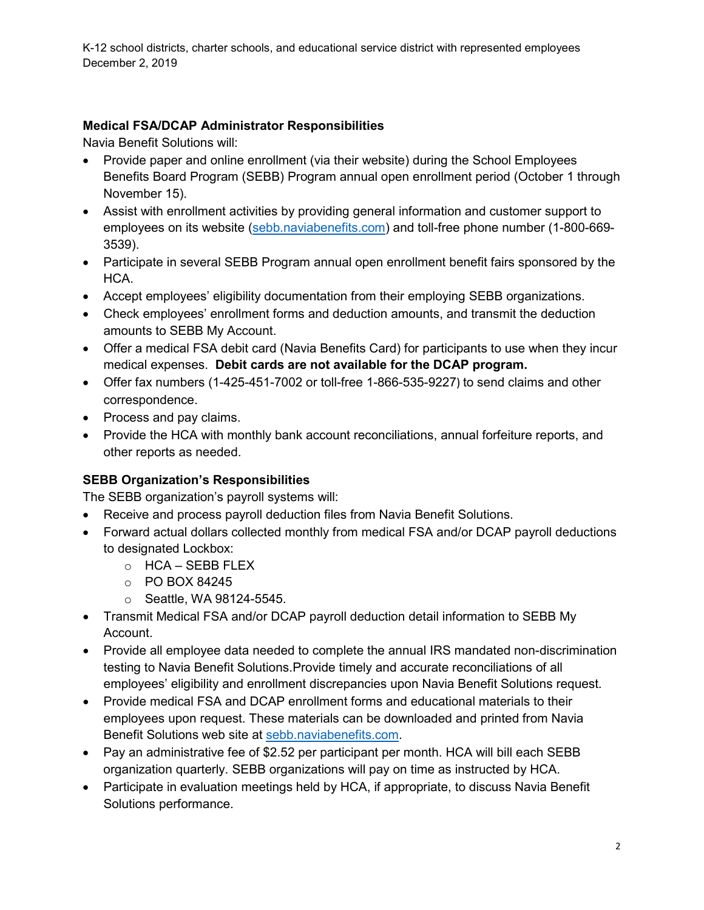**Medical FSA/DCAP Administrator Responsibilities**

Navia Benefit Solutions will:

- Provide paper and online enrollment (via their website) during the School Employees Benefits Board Program (SEBB) Program annual open enrollment period (October 1 through November 15).
- Assist with enrollment activities by providing general information and customer support to employees on its website (sebb.naviabenefits.com) and toll-free phone number (1-800-669-3539).
- Participate in several SEBB Program annual open enrollment benefit fairs sponsored by the HCA.
- Accept employees' eligibility documentation from their employing SEBB organizations.
- Check employees' enrollment forms and deduction amounts, and transmit the deduction amounts to SEBB My Account.
- Offer a medical FSA debit card (Navia Benefits Card) for participants to use when they incur medical expenses. **Debit cards are not available for the DCAP program.**
- Offer fax numbers (1-425-451-7002 or toll-free 1-866-535-9227) to send claims and other correspondence.
- Process and pay claims.
- Provide the HCA with monthly bank account reconciliations, annual forfeiture reports, and other reports as needed.

**SEBB Organization's Responsibilities**

The SEBB organization's payroll systems will:

- Receive and process payroll deduction files from Navia Benefit Solutions.
- Forward actual dollars collected monthly from medical FSA and/or DCAP payroll deductions to designated Lockbox:
  - HCA – SEBB FLEX
  - PO BOX 84245
  - Seattle, WA 98124-5545.
- Transmit Medical FSA and/or DCAP payroll deduction detail information to SEBB My Account.
- Provide all employee data needed to complete the annual IRS mandated non-discrimination testing to Navia Benefit Solutions.Provide timely and accurate reconciliations of all employees' eligibility and enrollment discrepancies upon Navia Benefit Solutions request.
- Provide medical FSA and DCAP enrollment forms and educational materials to their employees upon request. These materials can be downloaded and printed from Navia Benefit Solutions web site at sebb.naviabenefits.com.
- Pay an administrative fee of $2.52 per participant per month. HCA will bill each SEBB organization quarterly. SEBB organizations will pay on time as instructed by HCA.
- Participate in evaluation meetings held by HCA, if appropriate, to discuss Navia Benefit Solutions performance.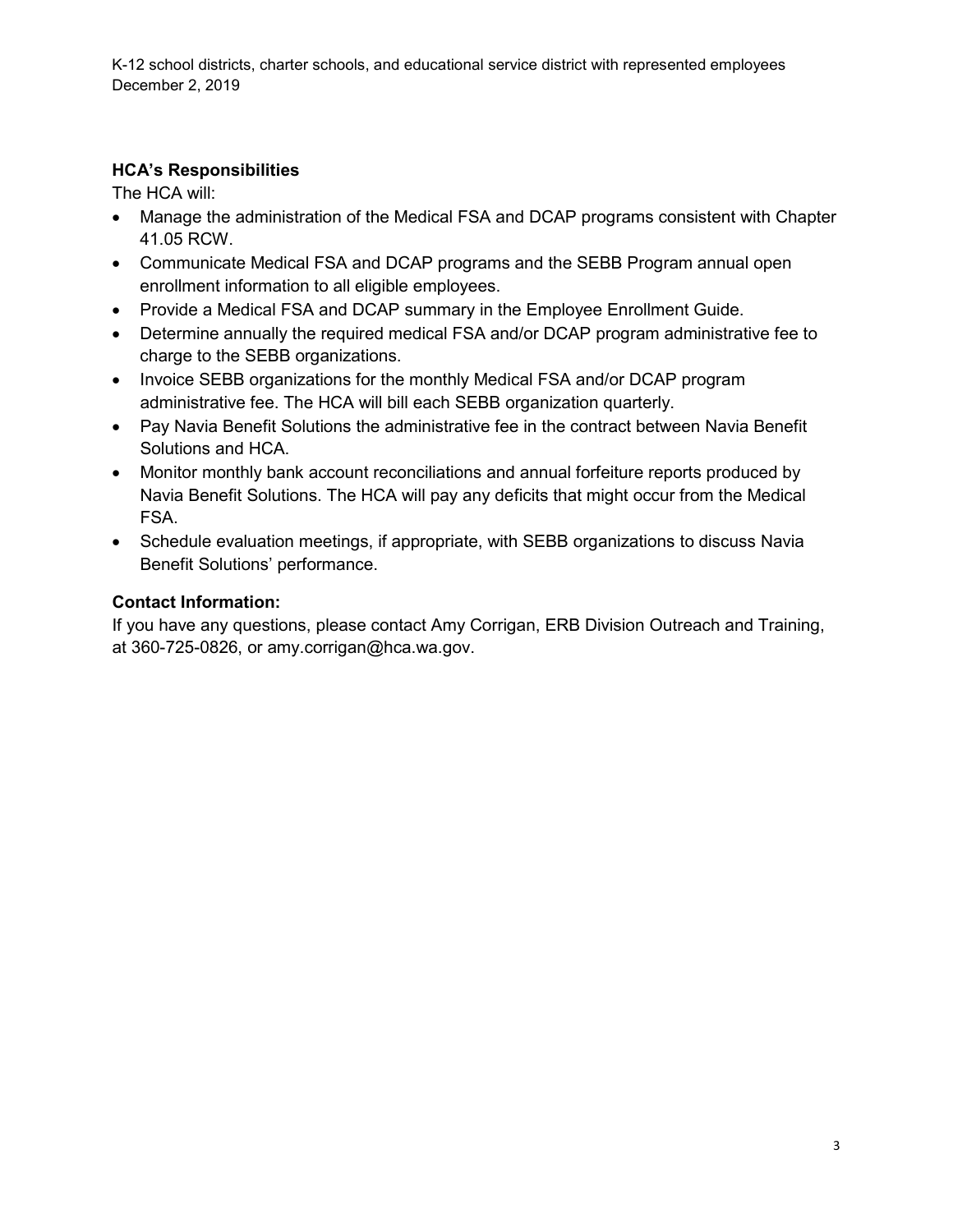**HCA's Responsibilities**

The HCA will:

- Manage the administration of the Medical FSA and DCAP programs consistent with Chapter 41.05 RCW.
- Communicate Medical FSA and DCAP programs and the SEBB Program annual open enrollment information to all eligible employees.
- Provide a Medical FSA and DCAP summary in the Employee Enrollment Guide.
- Determine annually the required medical FSA and/or DCAP program administrative fee to charge to the SEBB organizations.
- Invoice SEBB organizations for the monthly Medical FSA and/or DCAP program administrative fee. The HCA will bill each SEBB organization quarterly.
- Pay Navia Benefit Solutions the administrative fee in the contract between Navia Benefit Solutions and HCA.
- Monitor monthly bank account reconciliations and annual forfeiture reports produced by Navia Benefit Solutions. The HCA will pay any deficits that might occur from the Medical FSA.
- Schedule evaluation meetings, if appropriate, with SEBB organizations to discuss Navia Benefit Solutions' performance.

**Contact Information:**

If you have any questions, please contact Amy Corrigan, ERB Division Outreach and Training, at 360-725-0826, or amy.corrigan@hca.wa.gov.